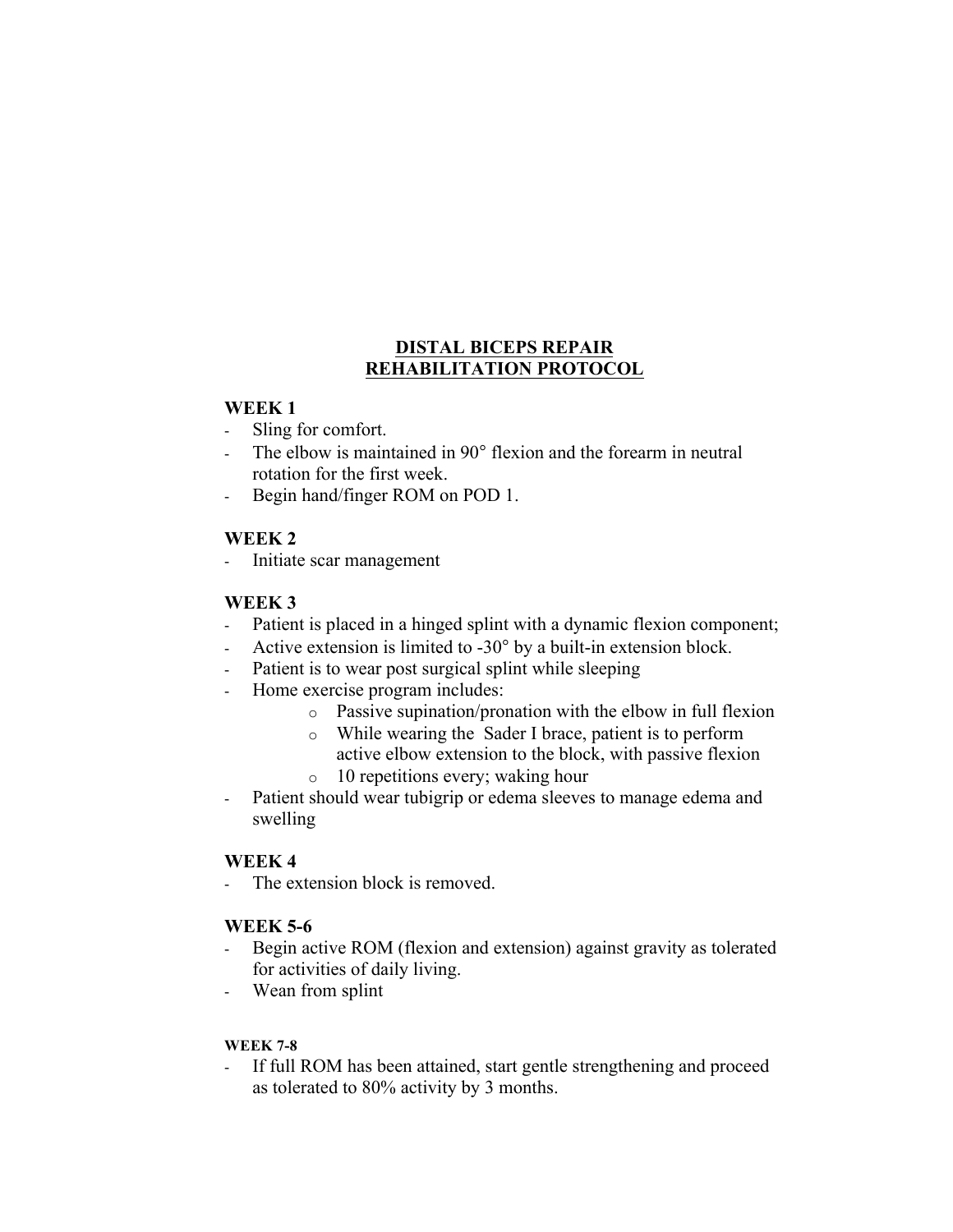# DISTAL BICEPS REPAIR
# REHABILITATION PROTOCOL

**WEEK 1**

- Sling for comfort.
- The elbow is maintained in 90° flexion and the forearm in neutral rotation for the first week.
- Begin hand/finger ROM on POD 1.

**WEEK 2**

- Initiate scar management

**WEEK 3**

- Patient is placed in a hinged splint with a dynamic flexion component;
- Active extension is limited to -30° by a built-in extension block.
- Patient is to wear post surgical splint while sleeping
- Home exercise program includes:
  - Passive supination/pronation with the elbow in full flexion
  - While wearing the Sader I brace, patient is to perform active elbow extension to the block, with passive flexion
  - 10 repetitions every; waking hour
- Patient should wear tubigrip or edema sleeves to manage edema and swelling

**WEEK 4**

- The extension block is removed.

**WEEK 5-6**

- Begin active ROM (flexion and extension) against gravity as tolerated for activities of daily living.
- Wean from splint

**WEEK 7-8**

- If full ROM has been attained, start gentle strengthening and proceed as tolerated to 80% activity by 3 months.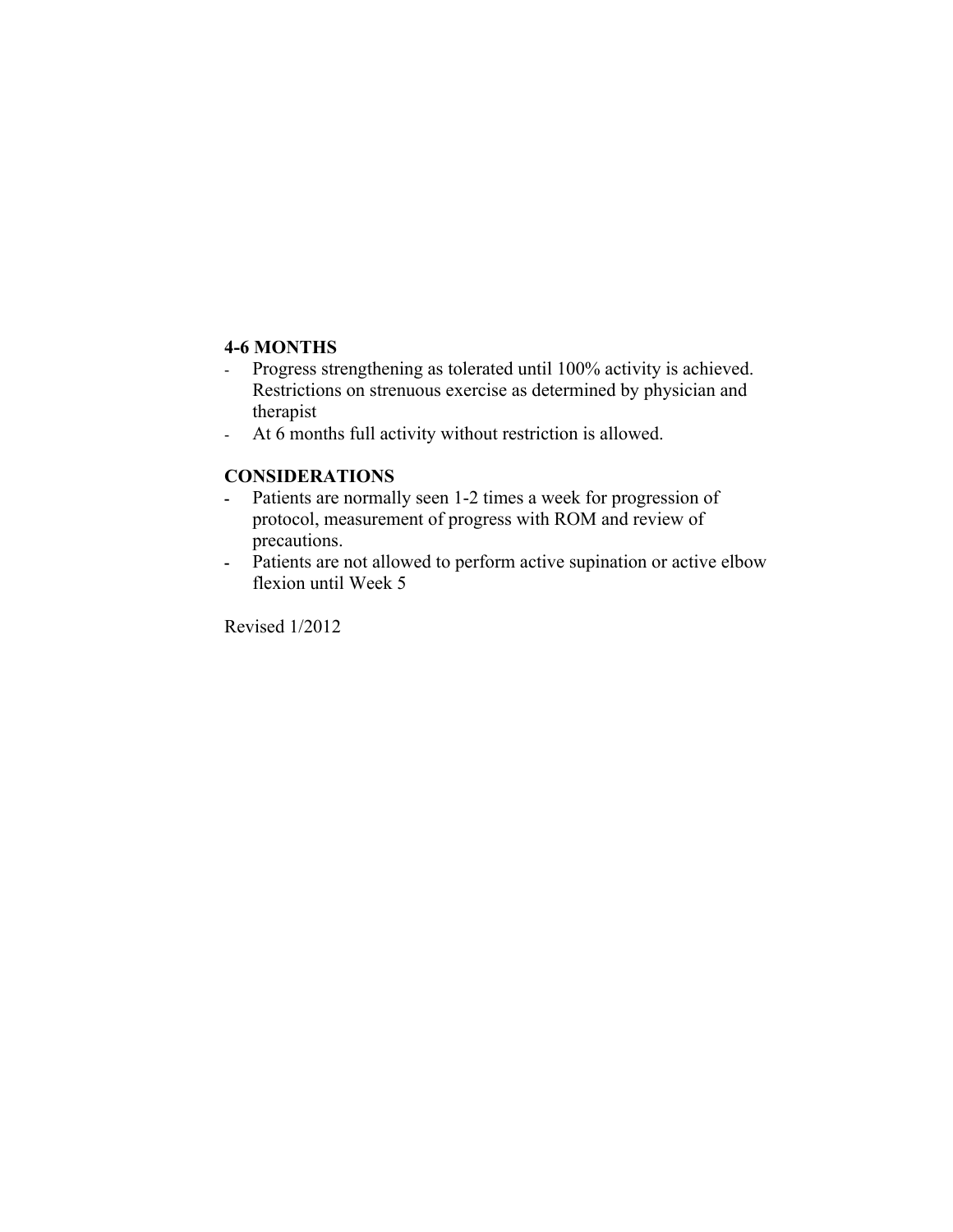## 4-6 MONTHS

- Progress strengthening as tolerated until 100% activity is achieved. Restrictions on strenuous exercise as determined by physician and therapist
- At 6 months full activity without restriction is allowed.

## CONSIDERATIONS

- Patients are normally seen 1-2 times a week for progression of protocol, measurement of progress with ROM and review of precautions.
- Patients are not allowed to perform active supination or active elbow flexion until Week 5

Revised 1/2012